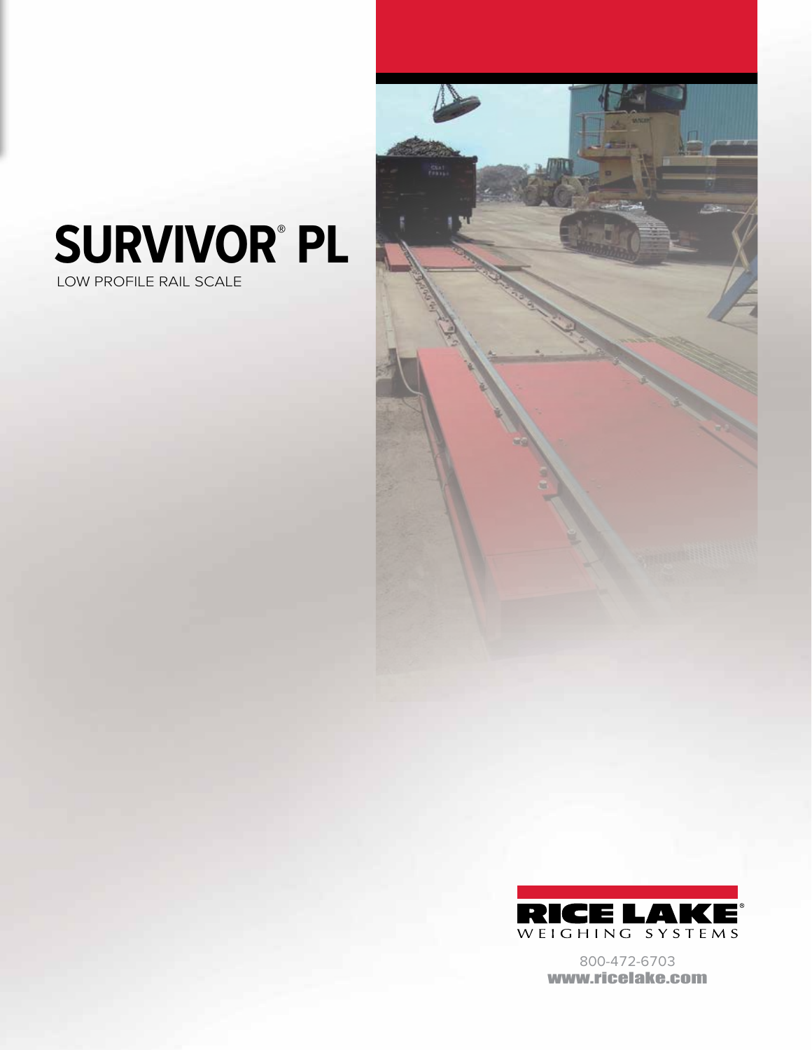# SURVIVOR® PL

LOW PROFILE RAIL SCALE

RICE LAKE®
WEIGHING SYSTEMS

800-472-6703
www.ricelake.com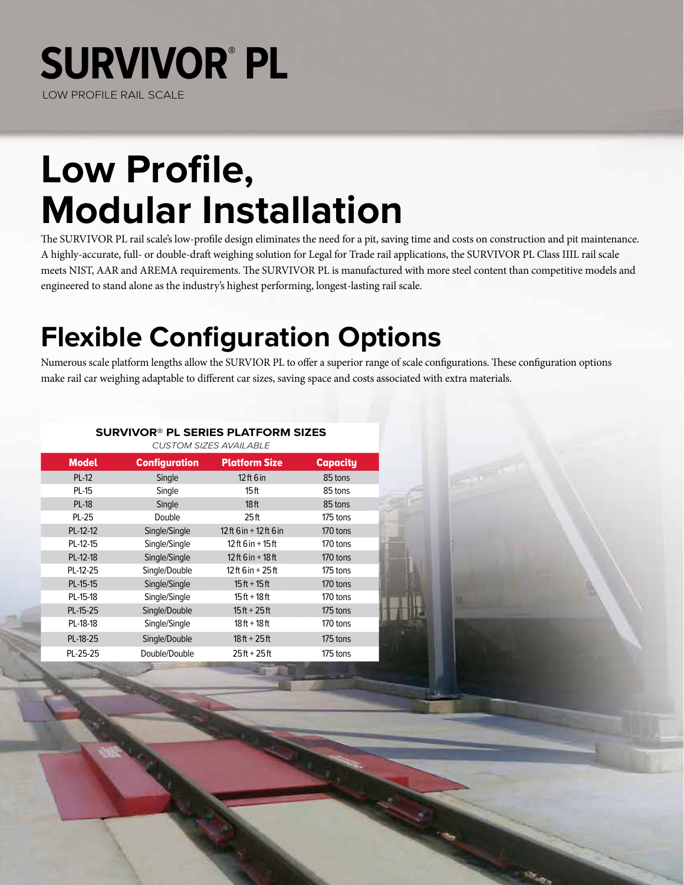# SURVIVOR® PL

LOW PROFILE RAIL SCALE

# Low Profile, Modular Installation

The SURVIVOR PL rail scale's low-profile design eliminates the need for a pit, saving time and costs on construction and pit maintenance. A highly-accurate, full- or double-draft weighing solution for Legal for Trade rail applications, the SURVIVOR PL Class IIIL rail scale meets NIST, AAR and AREMA requirements. The SURVIVOR PL is manufactured with more steel content than competitive models and engineered to stand alone as the industry's highest performing, longest-lasting rail scale.

# Flexible Configuration Options

Numerous scale platform lengths allow the SURVIOR PL to offer a superior range of scale configurations. These configuration options make rail car weighing adaptable to different car sizes, saving space and costs associated with extra materials.

**SURVIVOR® PL SERIES PLATFORM SIZES**

*CUSTOM SIZES AVAILABLE*

| Model | Configuration | Platform Size | Capacity |
|---|---|---|---|
| PL-12 | Single | 12 ft 6 in | 85 tons |
| PL-15 | Single | 15 ft | 85 tons |
| PL-18 | Single | 18 ft | 85 tons |
| PL-25 | Double | 25 ft | 175 tons |
| PL-12-12 | Single/Single | 12 ft 6 in + 12 ft 6 in | 170 tons |
| PL-12-15 | Single/Single | 12 ft 6 in + 15 ft | 170 tons |
| PL-12-18 | Single/Single | 12 ft 6 in + 18 ft | 170 tons |
| PL-12-25 | Single/Double | 12 ft 6 in + 25 ft | 175 tons |
| PL-15-15 | Single/Single | 15 ft + 15 ft | 170 tons |
| PL-15-18 | Single/Single | 15 ft + 18 ft | 170 tons |
| PL-15-25 | Single/Double | 15 ft + 25 ft | 175 tons |
| PL-18-18 | Single/Single | 18 ft + 18 ft | 170 tons |
| PL-18-25 | Single/Double | 18 ft + 25 ft | 175 tons |
| PL-25-25 | Double/Double | 25 ft + 25 ft | 175 tons |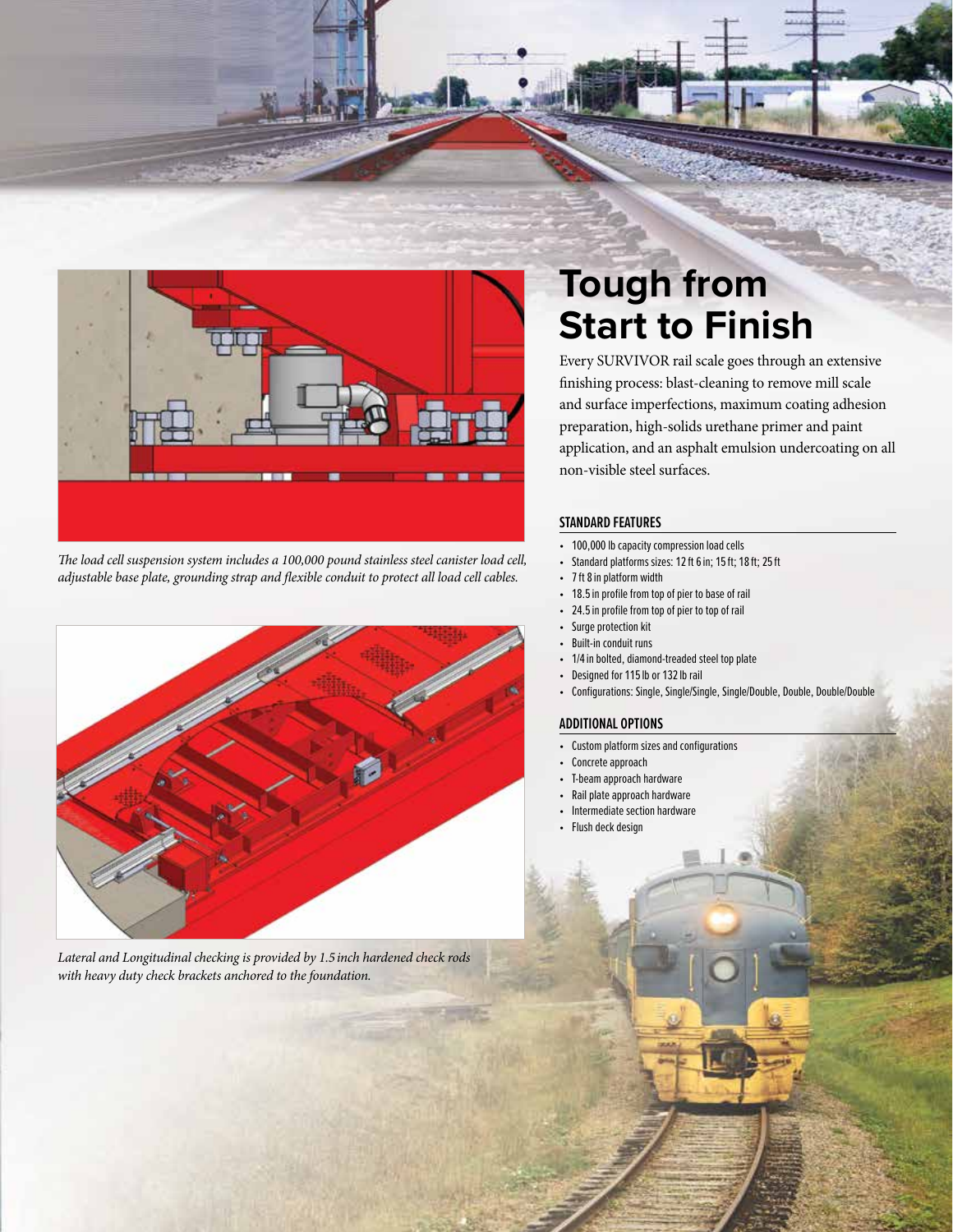*The load cell suspension system includes a 100,000 pound stainless steel canister load cell, adjustable base plate, grounding strap and flexible conduit to protect all load cell cables.*

*Lateral and Longitudinal checking is provided by 1.5 inch hardened check rods with heavy duty check brackets anchored to the foundation.*

# Tough from Start to Finish

Every SURVIVOR rail scale goes through an extensive finishing process: blast-cleaning to remove mill scale and surface imperfections, maximum coating adhesion preparation, high-solids urethane primer and paint application, and an asphalt emulsion undercoating on all non-visible steel surfaces.

### STANDARD FEATURES

- 100,000 lb capacity compression load cells
- Standard platforms sizes: 12 ft 6 in; 15 ft; 18 ft; 25 ft
- 7 ft 8 in platform width
- 18.5 in profile from top of pier to base of rail
- 24.5 in profile from top of pier to top of rail
- Surge protection kit
- Built-in conduit runs
- 1/4 in bolted, diamond-treaded steel top plate
- Designed for 115 lb or 132 lb rail
- Configurations: Single, Single/Single, Single/Double, Double, Double/Double

### ADDITIONAL OPTIONS

- Custom platform sizes and configurations
- Concrete approach
- T-beam approach hardware
- Rail plate approach hardware
- Intermediate section hardware
- Flush deck design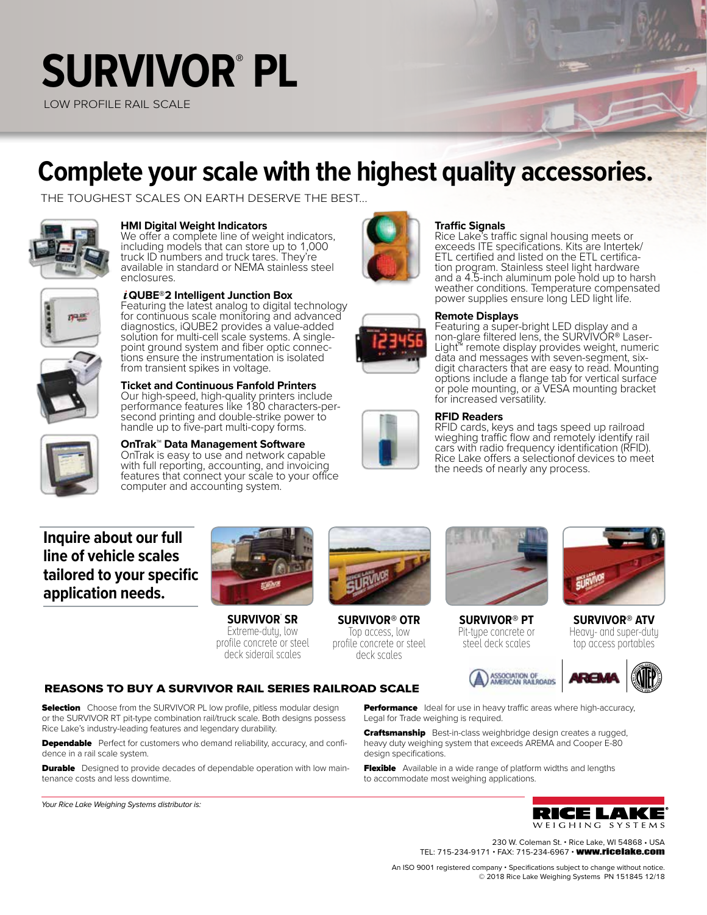# SURVIVOR® PL

LOW PROFILE RAIL SCALE

## Complete your scale with the highest quality accessories.

THE TOUGHEST SCALES ON EARTH DESERVE THE BEST...

**HMI Digital Weight Indicators**
We offer a complete line of weight indicators, including models that can store up to 1,000 truck ID numbers and truck tares. They're available in standard or NEMA stainless steel enclosures.

**iQUBE®2 Intelligent Junction Box**
Featuring the latest analog to digital technology for continuous scale monitoring and advanced diagnostics, iQUBE2 provides a value-added solution for multi-cell scale systems. A single-point ground system and fiber optic connections ensure the instrumentation is isolated from transient spikes in voltage.

**Ticket and Continuous Fanfold Printers**
Our high-speed, high-quality printers include performance features like 180 characters-per-second printing and double-strike power to handle up to five-part multi-copy forms.

**OnTrak™ Data Management Software**
OnTrak is easy to use and network capable with full reporting, accounting, and invoicing features that connect your scale to your office computer and accounting system.

**Traffic Signals**
Rice Lake's traffic signal housing meets or exceeds ITE specifications. Kits are Intertek/ETL certified and listed on the ETL certification program. Stainless steel light hardware and a 4.5-inch aluminum pole hold up to harsh weather conditions. Temperature compensated power supplies ensure long LED light life.

**Remote Displays**
Featuring a super-bright LED display and a non-glare filtered lens, the SURVIVOR® LaserLight™ remote display provides weight, numeric data and messages with seven-segment, six-digit characters that are easy to read. Mounting options include a flange tab for vertical surface or pole mounting, or a VESA mounting bracket for increased versatility.

**RFID Readers**
RFID cards, keys and tags speed up railroad weighing traffic flow and remotely identify rail cars with radio frequency identification (RFID). Rice Lake offers a selectionof devices to meet the needs of nearly any process.

**Inquire about our full line of vehicle scales tailored to your specific application needs.**

**SURVIVOR® SR**
Extreme-duty, low profile concrete or steel deck siderail scales

**SURVIVOR® OTR**
Top access, low profile concrete or steel deck scales

**SURVIVOR® PT**
Pit-type concrete or steel deck scales

**SURVIVOR® ATV**
Heavy- and super-duty top access portables

ASSOCIATION OF AMERICAN RAILROADS

AREMA

### REASONS TO BUY A SURVIVOR RAIL SERIES RAILROAD SCALE

**Selection** Choose from the SURVIVOR PL low profile, pitless modular design or the SURVIVOR RT pit-type combination rail/truck scale. Both designs possess Rice Lake's industry-leading features and legendary durability.

**Dependable** Perfect for customers who demand reliability, accuracy, and confidence in a rail scale system.

**Durable** Designed to provide decades of dependable operation with low maintenance costs and less downtime.

**Performance** Ideal for use in heavy traffic areas where high-accuracy, Legal for Trade weighing is required.

**Craftsmanship** Best-in-class weighbridge design creates a rugged, heavy duty weighing system that exceeds AREMA and Cooper E-80 design specifications.

**Flexible** Available in a wide range of platform widths and lengths to accommodate most weighing applications.

*Your Rice Lake Weighing Systems distributor is:*

RICE LAKE WEIGHING SYSTEMS

230 W. Coleman St. • Rice Lake, WI 54868 • USA
TEL: 715-234-9171 • FAX: 715-234-6967 • **www.ricelake.com**

An ISO 9001 registered company • Specifications subject to change without notice.
© 2018 Rice Lake Weighing Systems PN 151845 12/18